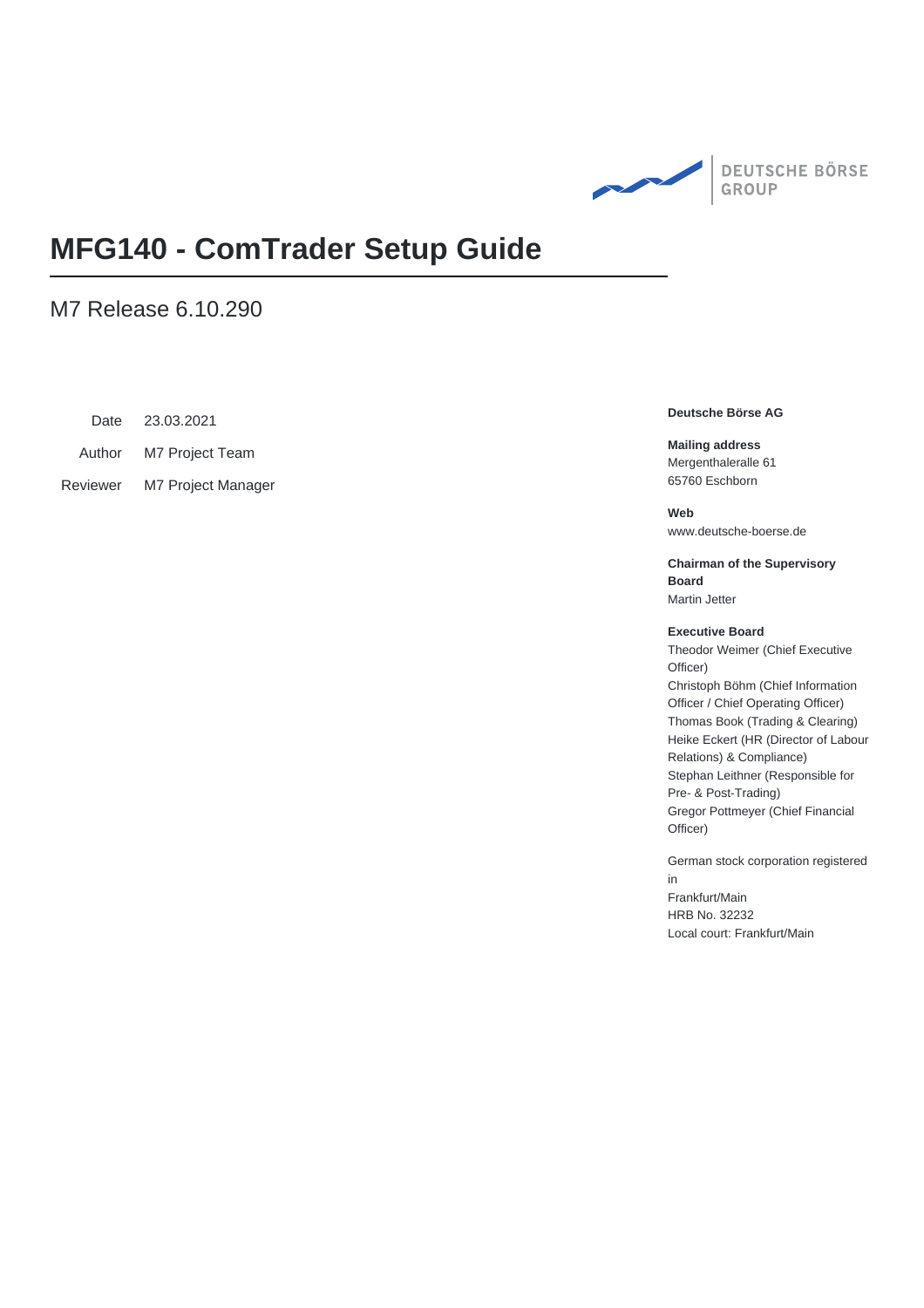DEUTSCHE BÖRSE GROUP

# MFG140 - ComTrader Setup Guide

## M7 Release 6.10.290

| | |
|---|---|
| Date | 23.03.2021 |
| Author | M7 Project Team |
| Reviewer | M7 Project Manager |

**Deutsche Börse AG**

**Mailing address**
Mergenthaleralle 61
65760 Eschborn

**Web**
www.deutsche-boerse.de

**Chairman of the Supervisory Board**
Martin Jetter

**Executive Board**
Theodor Weimer (Chief Executive Officer)
Christoph Böhm (Chief Information Officer / Chief Operating Officer)
Thomas Book (Trading & Clearing)
Heike Eckert (HR (Director of Labour Relations) & Compliance)
Stephan Leithner (Responsible for Pre- & Post-Trading)
Gregor Pottmeyer (Chief Financial Officer)

German stock corporation registered in
Frankfurt/Main
HRB No. 32232
Local court: Frankfurt/Main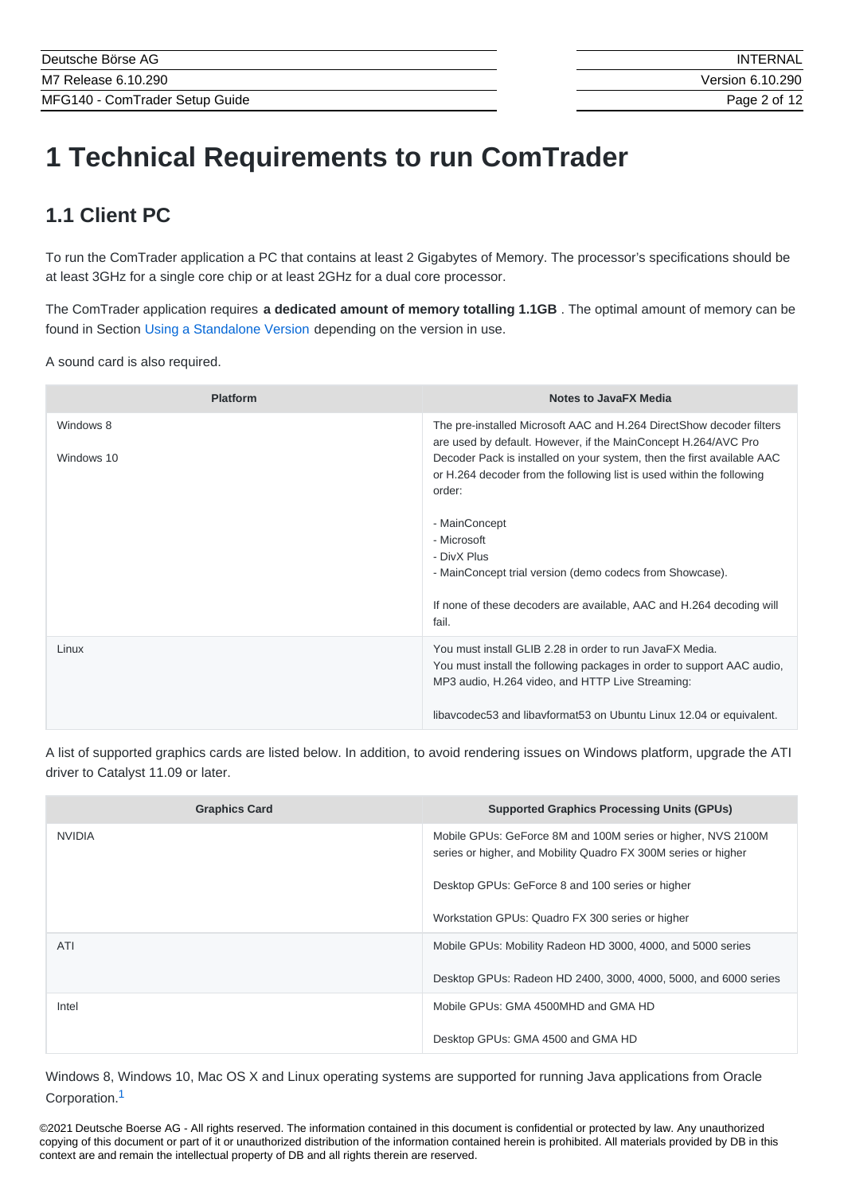# 1 Technical Requirements to run ComTrader

## 1.1 Client PC

To run the ComTrader application a PC that contains at least 2 Gigabytes of Memory. The processor's specifications should be at least 3GHz for a single core chip or at least 2GHz for a dual core processor.

The ComTrader application requires **a dedicated amount of memory totalling 1.1GB** . The optimal amount of memory can be found in Section Using a Standalone Version depending on the version in use.

A sound card is also required.

| Platform | Notes to JavaFX Media |
|---|---|
| Windows 8<br><br>Windows 10 | The pre-installed Microsoft AAC and H.264 DirectShow decoder filters are used by default. However, if the MainConcept H.264/AVC Pro Decoder Pack is installed on your system, then the first available AAC or H.264 decoder from the following list is used within the following order:<br><br>- MainConcept<br>- Microsoft<br>- DivX Plus<br>- MainConcept trial version (demo codecs from Showcase).<br><br>If none of these decoders are available, AAC and H.264 decoding will fail. |
| Linux | You must install GLIB 2.28 in order to run JavaFX Media.<br>You must install the following packages in order to support AAC audio, MP3 audio, H.264 video, and HTTP Live Streaming:<br><br>libavcodec53 and libavformat53 on Ubuntu Linux 12.04 or equivalent. |

A list of supported graphics cards are listed below. In addition, to avoid rendering issues on Windows platform, upgrade the ATI driver to Catalyst 11.09 or later.

| Graphics Card | Supported Graphics Processing Units (GPUs) |
|---|---|
| NVIDIA | Mobile GPUs: GeForce 8M and 100M series or higher, NVS 2100M series or higher, and Mobility Quadro FX 300M series or higher<br><br>Desktop GPUs: GeForce 8 and 100 series or higher<br><br>Workstation GPUs: Quadro FX 300 series or higher |
| ATI | Mobile GPUs: Mobility Radeon HD 3000, 4000, and 5000 series<br><br>Desktop GPUs: Radeon HD 2400, 3000, 4000, 5000, and 6000 series |
| Intel | Mobile GPUs: GMA 4500MHD and GMA HD<br><br>Desktop GPUs: GMA 4500 and GMA HD |

Windows 8, Windows 10, Mac OS X and Linux operating systems are supported for running Java applications from Oracle Corporation.[1]

©2021 Deutsche Boerse AG - All rights reserved. The information contained in this document is confidential or protected by law. Any unauthorized copying of this document or part of it or unauthorized distribution of the information contained herein is prohibited. All materials provided by DB in this context are and remain the intellectual property of DB and all rights therein are reserved.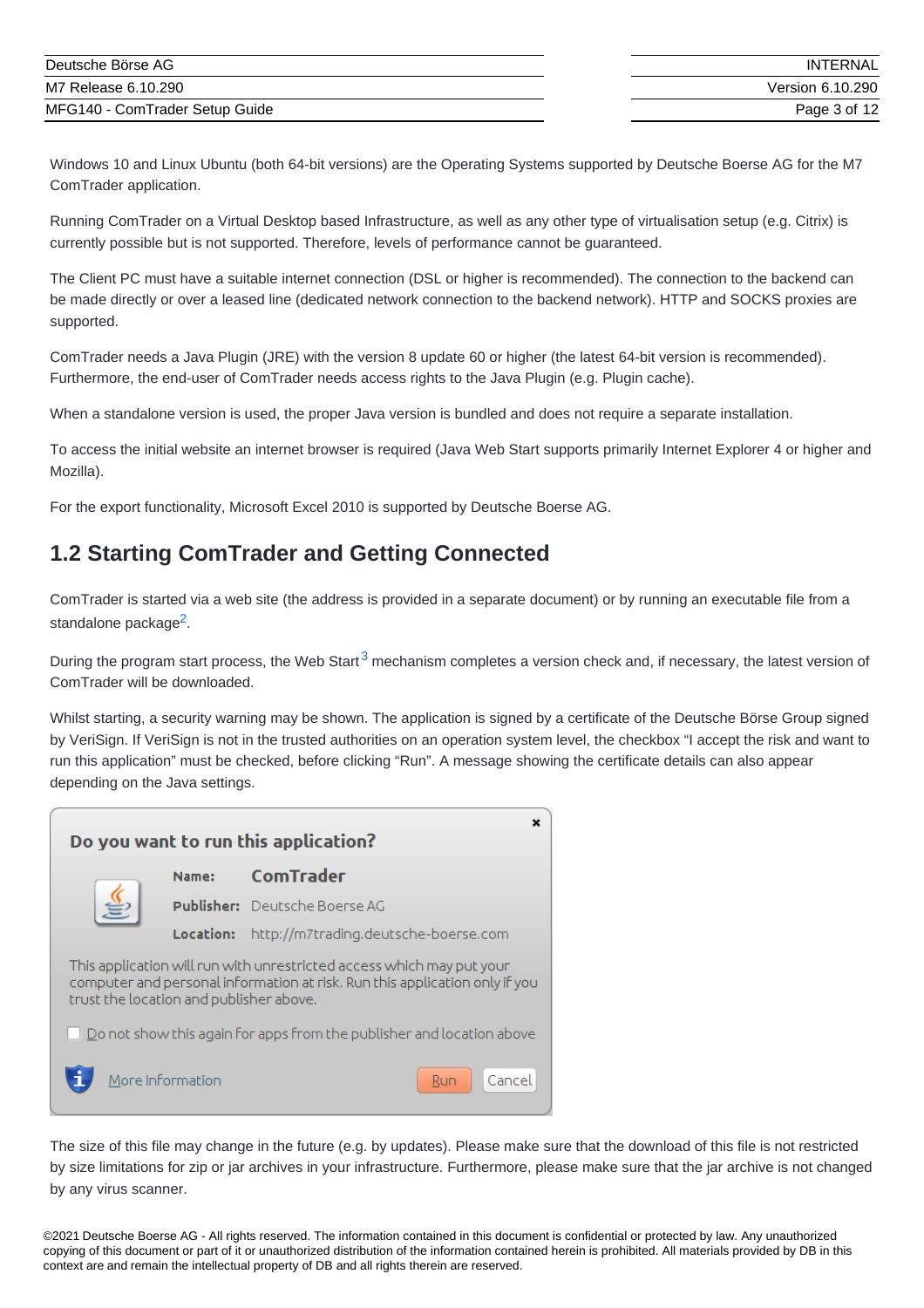Windows 10 and Linux Ubuntu (both 64-bit versions) are the Operating Systems supported by Deutsche Boerse AG for the M7 ComTrader application.

Running ComTrader on a Virtual Desktop based Infrastructure, as well as any other type of virtualisation setup (e.g. Citrix) is currently possible but is not supported. Therefore, levels of performance cannot be guaranteed.

The Client PC must have a suitable internet connection (DSL or higher is recommended). The connection to the backend can be made directly or over a leased line (dedicated network connection to the backend network). HTTP and SOCKS proxies are supported.

ComTrader needs a Java Plugin (JRE) with the version 8 update 60 or higher (the latest 64-bit version is recommended). Furthermore, the end-user of ComTrader needs access rights to the Java Plugin (e.g. Plugin cache).

When a standalone version is used, the proper Java version is bundled and does not require a separate installation.

To access the initial website an internet browser is required (Java Web Start supports primarily Internet Explorer 4 or higher and Mozilla).

For the export functionality, Microsoft Excel 2010 is supported by Deutsche Boerse AG.

## 1.2 Starting ComTrader and Getting Connected

ComTrader is started via a web site (the address is provided in a separate document) or by running an executable file from a standalone package[2].

During the program start process, the Web Start[3] mechanism completes a version check and, if necessary, the latest version of ComTrader will be downloaded.

Whilst starting, a security warning may be shown. The application is signed by a certificate of the Deutsche Börse Group signed by VeriSign. If VeriSign is not in the trusted authorities on an operation system level, the checkbox "I accept the risk and want to run this application" must be checked, before clicking "Run". A message showing the certificate details can also appear depending on the Java settings.

The size of this file may change in the future (e.g. by updates). Please make sure that the download of this file is not restricted by size limitations for zip or jar archives in your infrastructure. Furthermore, please make sure that the jar archive is not changed by any virus scanner.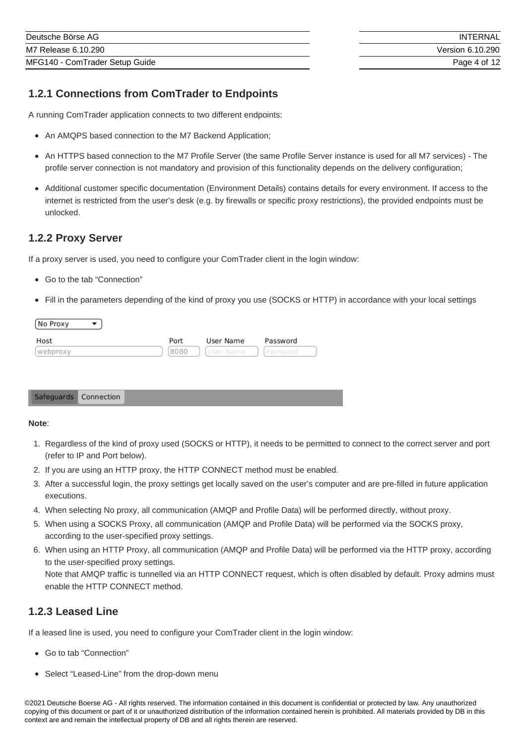### 1.2.1 Connections from ComTrader to Endpoints

A running ComTrader application connects to two different endpoints:

- An AMQPS based connection to the M7 Backend Application;
- An HTTPS based connection to the M7 Profile Server (the same Profile Server instance is used for all M7 services) - The profile server connection is not mandatory and provision of this functionality depends on the delivery configuration;
- Additional customer specific documentation (Environment Details) contains details for every environment. If access to the internet is restricted from the user's desk (e.g. by firewalls or specific proxy restrictions), the provided endpoints must be unlocked.

### 1.2.2 Proxy Server

If a proxy server is used, you need to configure your ComTrader client in the login window:

- Go to the tab "Connection"
- Fill in the parameters depending of the kind of proxy you use (SOCKS or HTTP) in accordance with your local settings

No Proxy

| Host | Port | User Name | Password |
| --- | --- | --- | --- |
| webproxy | 8080 | User Name | Password |

Safeguards Connection

**Note**:

1. Regardless of the kind of proxy used (SOCKS or HTTP), it needs to be permitted to connect to the correct server and port (refer to IP and Port below).
2. If you are using an HTTP proxy, the HTTP CONNECT method must be enabled.
3. After a successful login, the proxy settings get locally saved on the user's computer and are pre-filled in future application executions.
4. When selecting No proxy, all communication (AMQP and Profile Data) will be performed directly, without proxy.
5. When using a SOCKS Proxy, all communication (AMQP and Profile Data) will be performed via the SOCKS proxy, according to the user-specified proxy settings.
6. When using an HTTP Proxy, all communication (AMQP and Profile Data) will be performed via the HTTP proxy, according to the user-specified proxy settings.
   Note that AMQP traffic is tunnelled via an HTTP CONNECT request, which is often disabled by default. Proxy admins must enable the HTTP CONNECT method.

### 1.2.3 Leased Line

If a leased line is used, you need to configure your ComTrader client in the login window:

- Go to tab "Connection"
- Select "Leased-Line" from the drop-down menu

©2021 Deutsche Boerse AG - All rights reserved. The information contained in this document is confidential or protected by law. Any unauthorized copying of this document or part of it or unauthorized distribution of the information contained herein is prohibited. All materials provided by DB in this context are and remain the intellectual property of DB and all rights therein are reserved.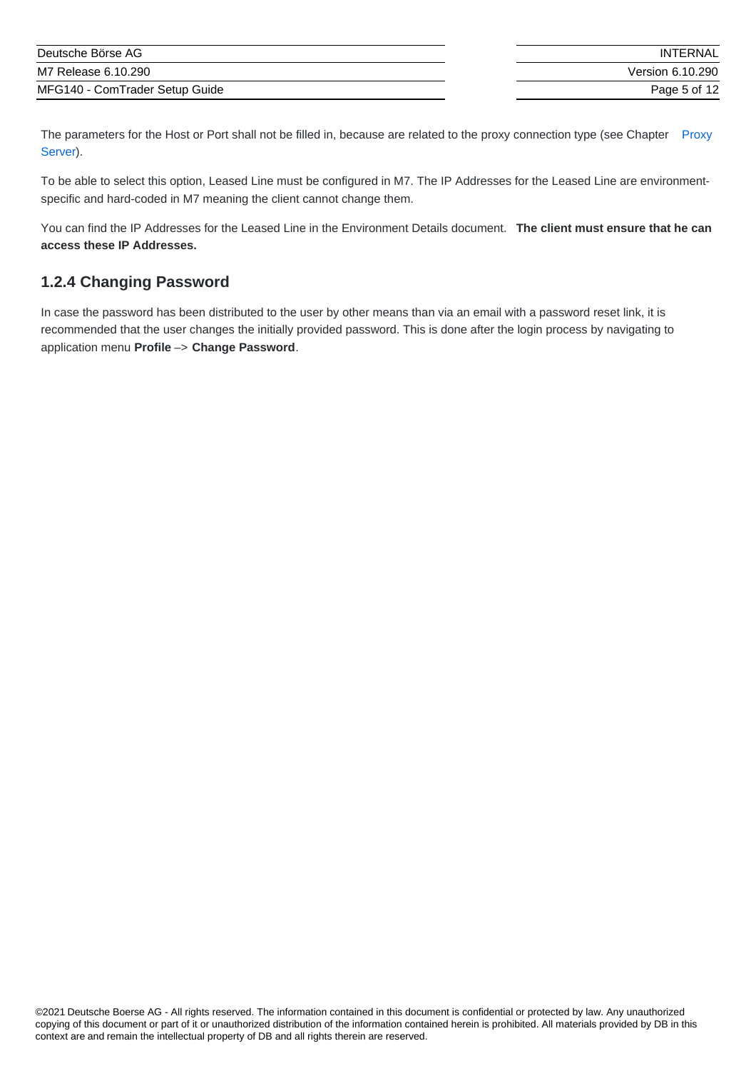The parameters for the Host or Port shall not be filled in, because are related to the proxy connection type (see Chapter Proxy Server).

To be able to select this option, Leased Line must be configured in M7. The IP Addresses for the Leased Line are environment-specific and hard-coded in M7 meaning the client cannot change them.

You can find the IP Addresses for the Leased Line in the Environment Details document. **The client must ensure that he can access these IP Addresses.**

### 1.2.4 Changing Password

In case the password has been distributed to the user by other means than via an email with a password reset link, it is recommended that the user changes the initially provided password. This is done after the login process by navigating to application menu **Profile** –> **Change Password**.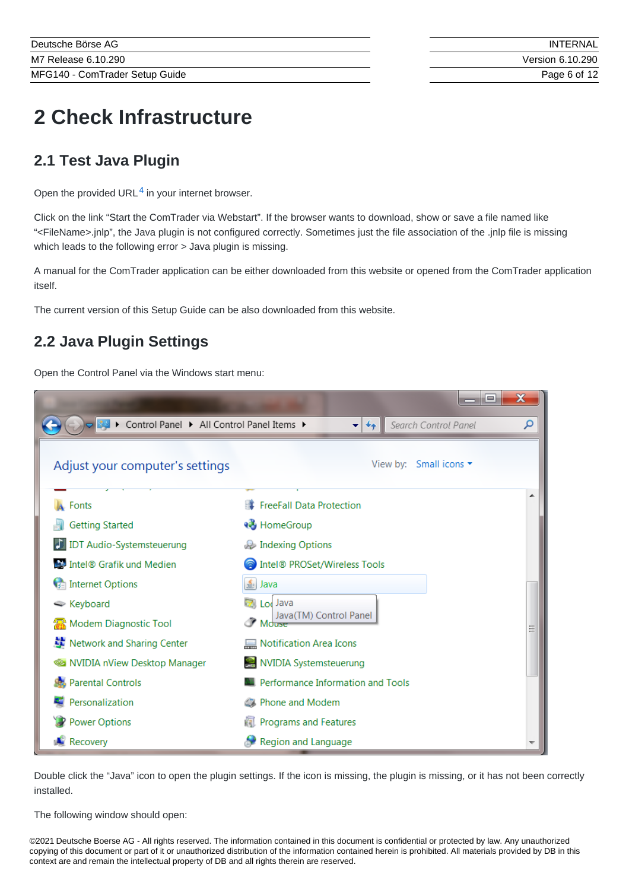# 2 Check Infrastructure

## 2.1 Test Java Plugin

Open the provided URL[4] in your internet browser.

Click on the link "Start the ComTrader via Webstart". If the browser wants to download, show or save a file named like "<FileName>.jnlp", the Java plugin is not configured correctly. Sometimes just the file association of the .jnlp file is missing which leads to the following error > Java plugin is missing.

A manual for the ComTrader application can be either downloaded from this website or opened from the ComTrader application itself.

The current version of this Setup Guide can be also downloaded from this website.

## 2.2 Java Plugin Settings

Open the Control Panel via the Windows start menu:

Double click the "Java" icon to open the plugin settings. If the icon is missing, the plugin is missing, or it has not been correctly installed.

The following window should open: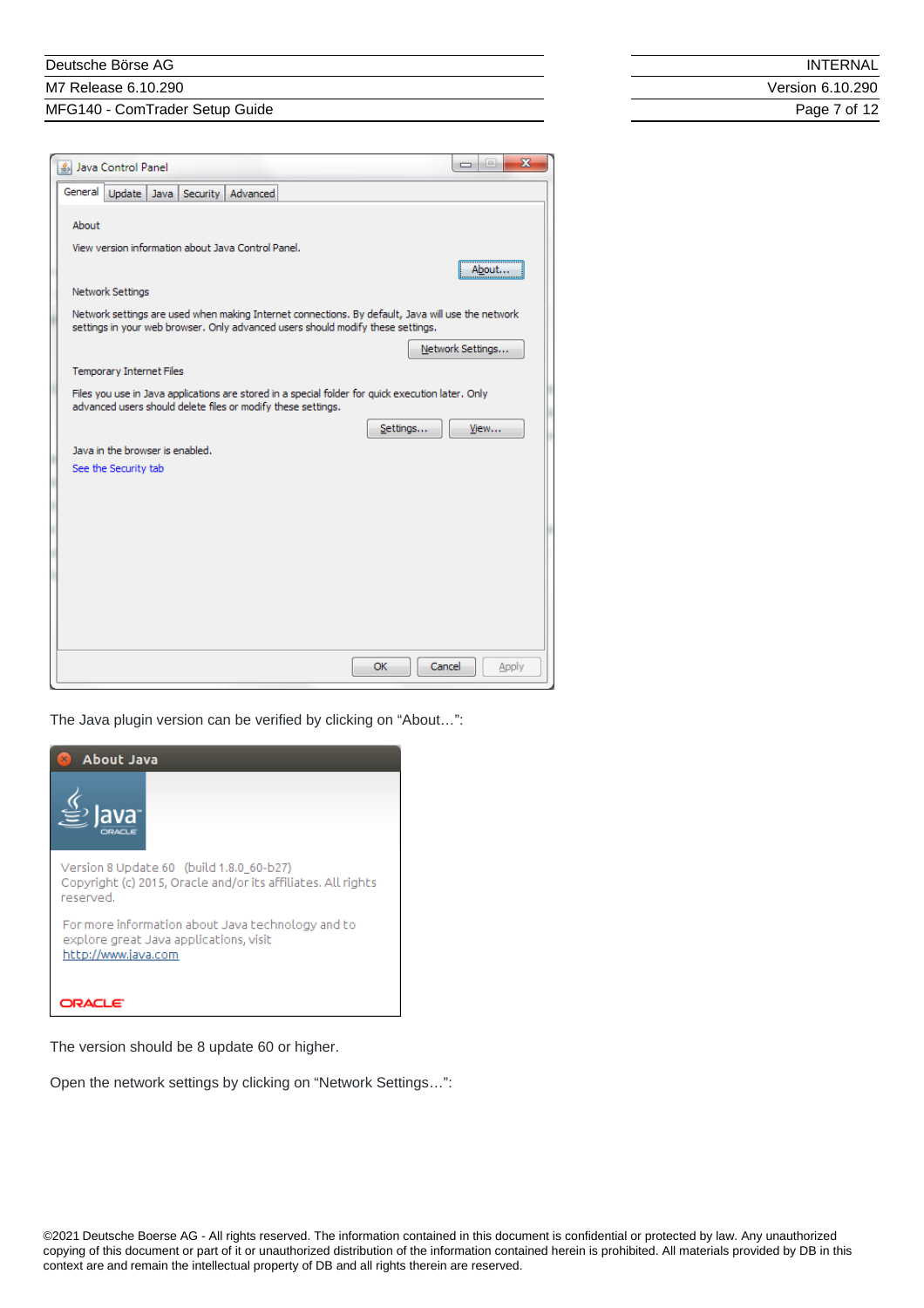The Java plugin version can be verified by clicking on “About…”:

The version should be 8 update 60 or higher.

Open the network settings by clicking on “Network Settings…”:

©2021 Deutsche Boerse AG - All rights reserved. The information contained in this document is confidential or protected by law. Any unauthorized copying of this document or part of it or unauthorized distribution of the information contained herein is prohibited. All materials provided by DB in this context are and remain the intellectual property of DB and all rights therein are reserved.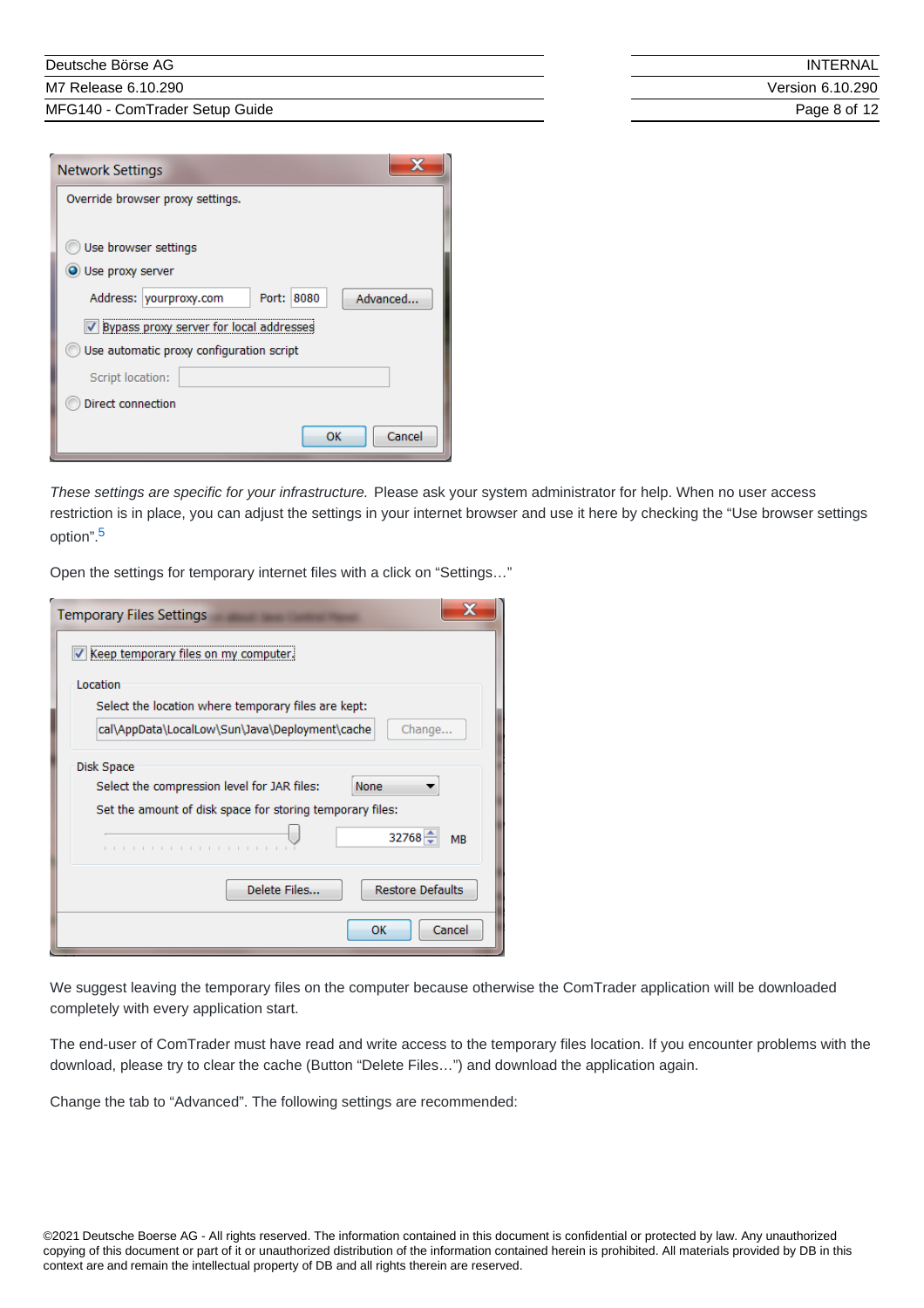*These settings are specific for your infrastructure.* Please ask your system administrator for help. When no user access restriction is in place, you can adjust the settings in your internet browser and use it here by checking the "Use browser settings option".[5]

Open the settings for temporary internet files with a click on "Settings…"

We suggest leaving the temporary files on the computer because otherwise the ComTrader application will be downloaded completely with every application start.

The end-user of ComTrader must have read and write access to the temporary files location. If you encounter problems with the download, please try to clear the cache (Button "Delete Files…") and download the application again.

Change the tab to "Advanced". The following settings are recommended:

©2021 Deutsche Boerse AG - All rights reserved. The information contained in this document is confidential or protected by law. Any unauthorized copying of this document or part of it or unauthorized distribution of the information contained herein is prohibited. All materials provided by DB in this context are and remain the intellectual property of DB and all rights therein are reserved.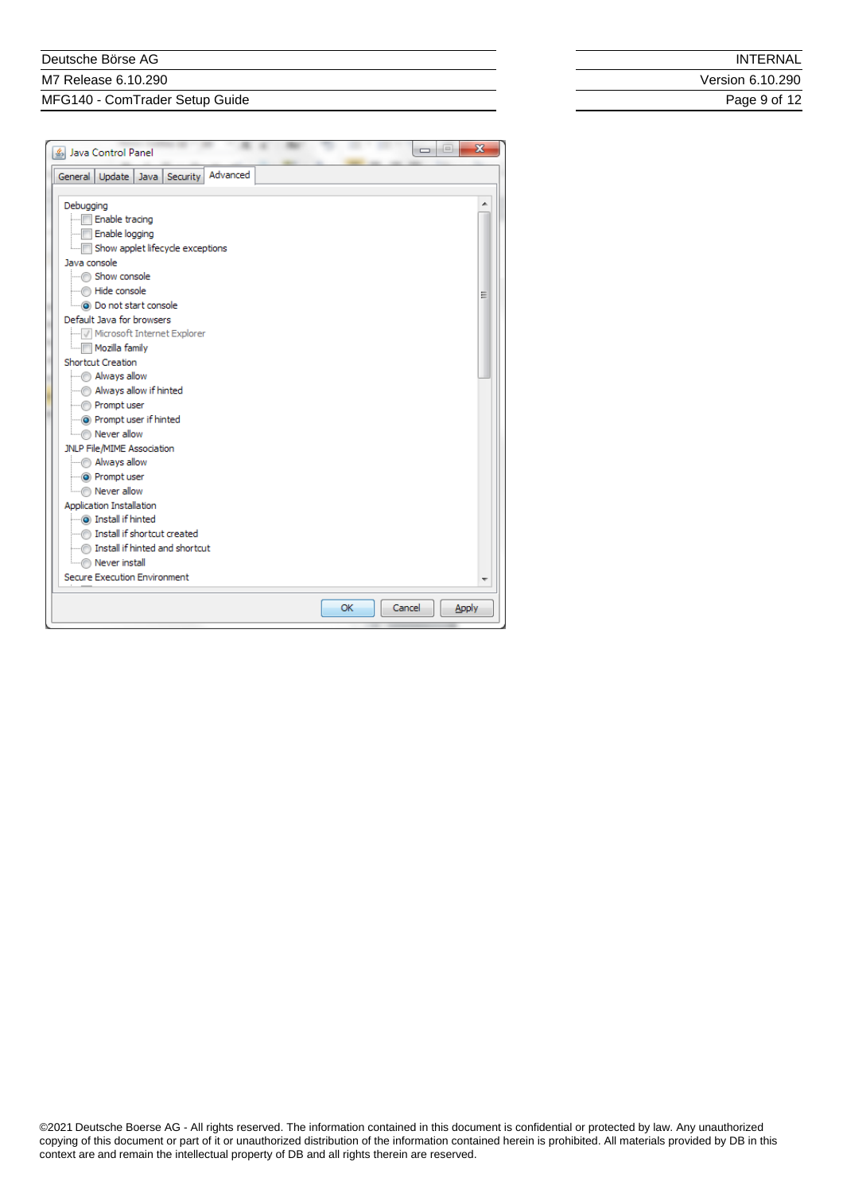Java Control Panel

General | Update | Java | Security | Advanced

- Debugging
  - [ ] Enable tracing
  - [ ] Enable logging
  - [ ] Show applet lifecycle exceptions
- Java console
  - ( ) Show console
  - ( ) Hide console
  - (•) Do not start console
- Default Java for browsers
  - [x] Microsoft Internet Explorer
  - [ ] Mozilla family
- Shortcut Creation
  - ( ) Always allow
  - ( ) Always allow if hinted
  - ( ) Prompt user
  - (•) Prompt user if hinted
  - ( ) Never allow
- JNLP File/MIME Association
  - ( ) Always allow
  - (•) Prompt user
  - ( ) Never allow
- Application Installation
  - (•) Install if hinted
  - ( ) Install if shortcut created
  - ( ) Install if hinted and shortcut
  - ( ) Never install
- Secure Execution Environment

OK | Cancel | Apply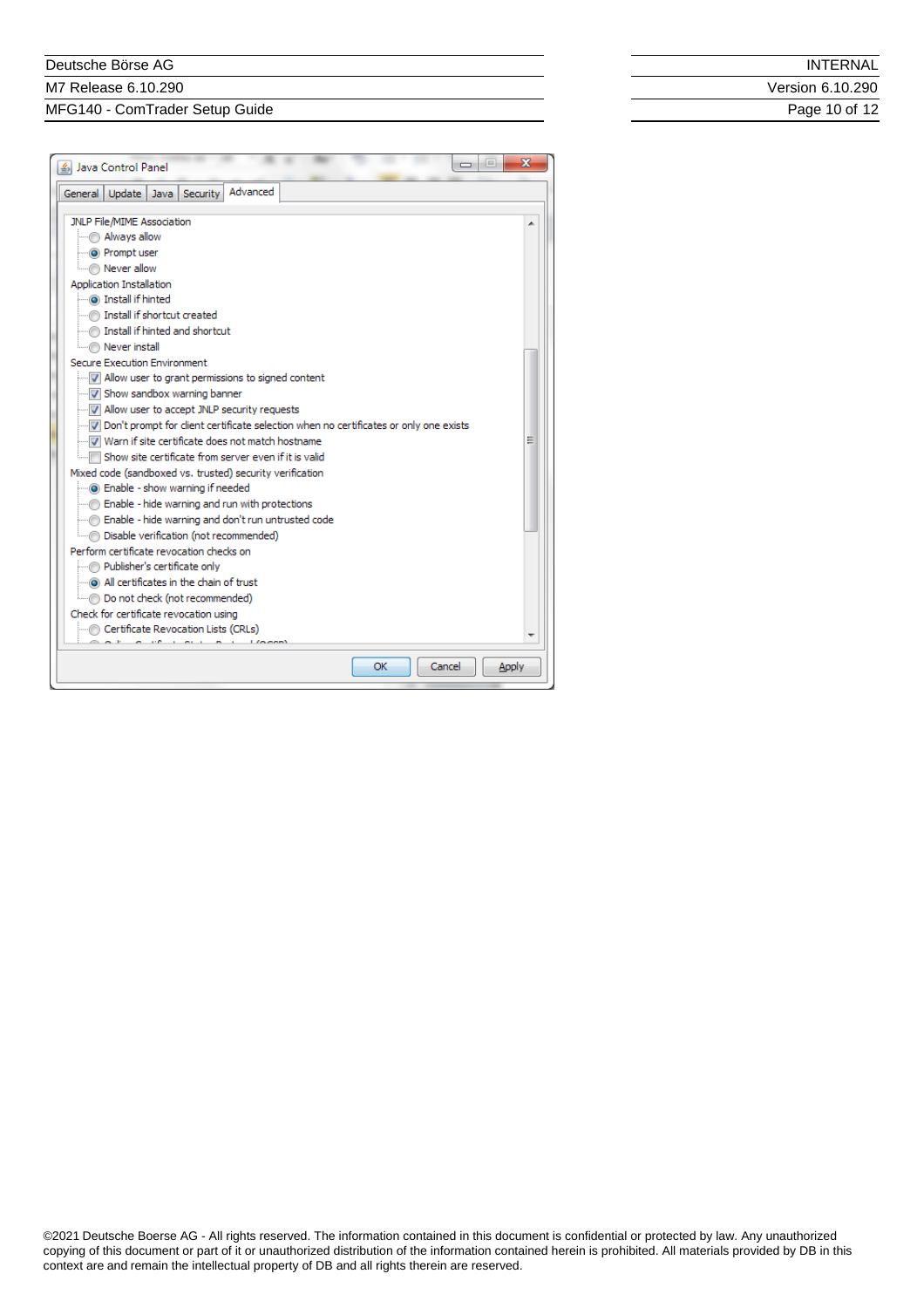Java Control Panel

General | Update | Java | Security | Advanced

- JNLP File/MIME Association
  - ( ) Always allow
  - (•) Prompt user
  - ( ) Never allow
- Application Installation
  - (•) Install if hinted
  - ( ) Install if shortcut created
  - ( ) Install if hinted and shortcut
  - ( ) Never install
- Secure Execution Environment
  - [x] Allow user to grant permissions to signed content
  - [x] Show sandbox warning banner
  - [x] Allow user to accept JNLP security requests
  - [x] Don't prompt for client certificate selection when no certificates or only one exists
  - [x] Warn if site certificate does not match hostname
  - [ ] Show site certificate from server even if it is valid
- Mixed code (sandboxed vs. trusted) security verification
  - (•) Enable - show warning if needed
  - ( ) Enable - hide warning and run with protections
  - ( ) Enable - hide warning and don't run untrusted code
  - ( ) Disable verification (not recommended)
- Perform certificate revocation checks on
  - ( ) Publisher's certificate only
  - (•) All certificates in the chain of trust
  - ( ) Do not check (not recommended)
- Check for certificate revocation using
  - ( ) Certificate Revocation Lists (CRLs)

OK | Cancel | Apply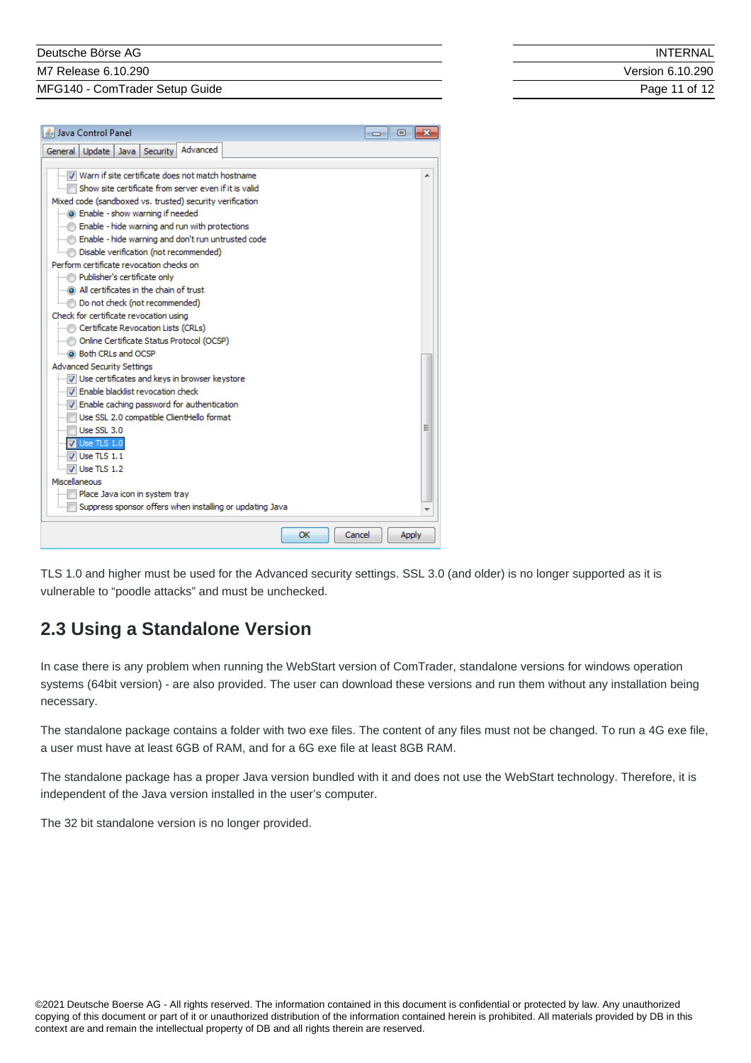TLS 1.0 and higher must be used for the Advanced security settings. SSL 3.0 (and older) is no longer supported as it is vulnerable to “poodle attacks” and must be unchecked.

## 2.3 Using a Standalone Version

In case there is any problem when running the WebStart version of ComTrader, standalone versions for windows operation systems (64bit version) - are also provided. The user can download these versions and run them without any installation being necessary.

The standalone package contains a folder with two exe files. The content of any files must not be changed. To run a 4G exe file, a user must have at least 6GB of RAM, and for a 6G exe file at least 8GB RAM.

The standalone package has a proper Java version bundled with it and does not use the WebStart technology. Therefore, it is independent of the Java version installed in the user’s computer.

The 32 bit standalone version is no longer provided.

©2021 Deutsche Boerse AG - All rights reserved. The information contained in this document is confidential or protected by law. Any unauthorized copying of this document or part of it or unauthorized distribution of the information contained herein is prohibited. All materials provided by DB in this context are and remain the intellectual property of DB and all rights therein are reserved.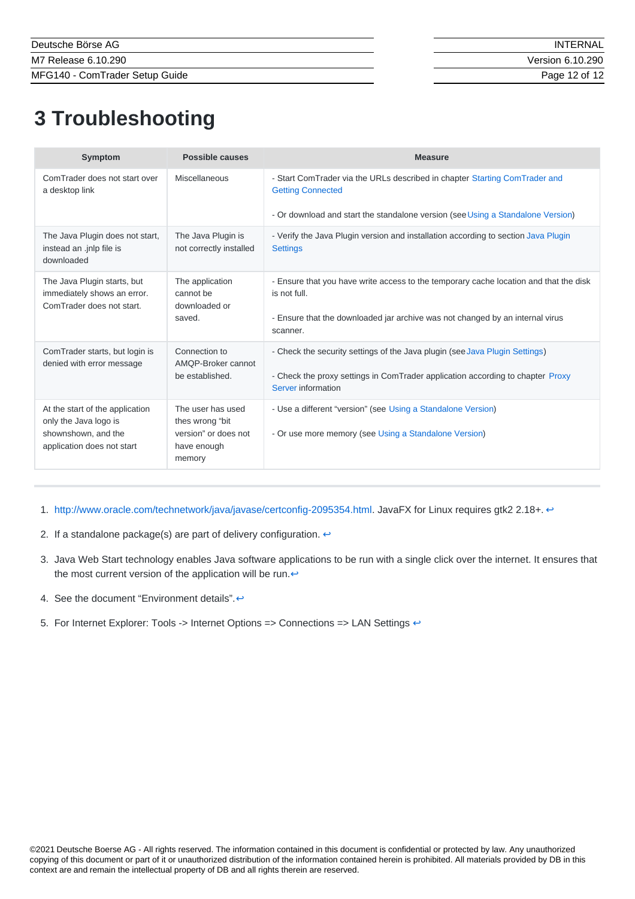# 3 Troubleshooting

| Symptom | Possible causes | Measure |
|---|---|---|
| ComTrader does not start over a desktop link | Miscellaneous | - Start ComTrader via the URLs described in chapter Starting ComTrader and Getting Connected<br><br>- Or download and start the standalone version (see Using a Standalone Version) |
| The Java Plugin does not start, instead an .jnlp file is downloaded | The Java Plugin is not correctly installed | - Verify the Java Plugin version and installation according to section Java Plugin Settings |
| The Java Plugin starts, but immediately shows an error. ComTrader does not start. | The application cannot be downloaded or saved. | - Ensure that you have write access to the temporary cache location and that the disk is not full.<br><br>- Ensure that the downloaded jar archive was not changed by an internal virus scanner. |
| ComTrader starts, but login is denied with error message | Connection to AMQP-Broker cannot be established. | - Check the security settings of the Java plugin (see Java Plugin Settings)<br><br>- Check the proxy settings in ComTrader application according to chapter Proxy Server information |
| At the start of the application only the Java logo is shownshown, and the application does not start | The user has used thes wrong "bit version" or does not have enough memory | - Use a different "version" (see Using a Standalone Version)<br><br>- Or use more memory (see Using a Standalone Version) |

---

1. http://www.oracle.com/technetwork/java/javase/certconfig-2095354.html. JavaFX for Linux requires gtk2 2.18+. ↩

2. If a standalone package(s) are part of delivery configuration. ↩

3. Java Web Start technology enables Java software applications to be run with a single click over the internet. It ensures that the most current version of the application will be run.↩

4. See the document "Environment details".↩

5. For Internet Explorer: Tools -> Internet Options => Connections => LAN Settings ↩

©2021 Deutsche Boerse AG - All rights reserved. The information contained in this document is confidential or protected by law. Any unauthorized copying of this document or part of it or unauthorized distribution of the information contained herein is prohibited. All materials provided by DB in this context are and remain the intellectual property of DB and all rights therein are reserved.